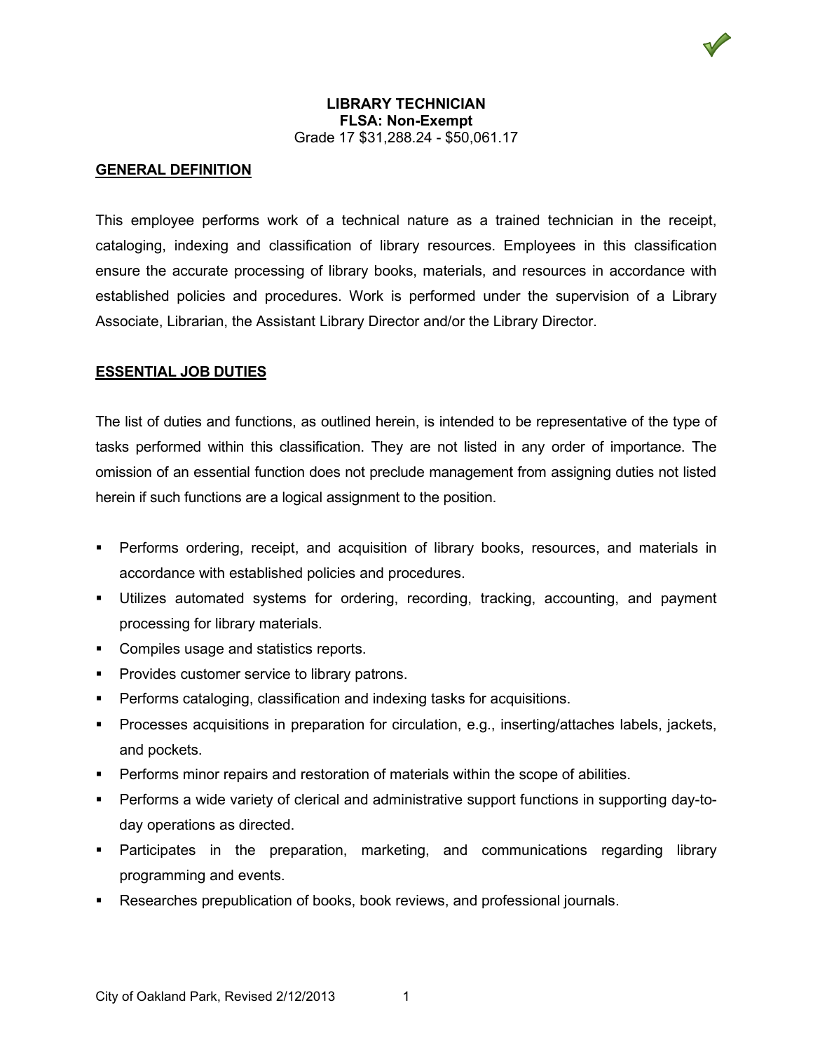# LIBRARY TECHNICIAN

**FLSA: Non-Exempt**

Grade 17 $31,288.24 - $50,061.17

## GENERAL DEFINITION

This employee performs work of a technical nature as a trained technician in the receipt, cataloging, indexing and classification of library resources. Employees in this classification ensure the accurate processing of library books, materials, and resources in accordance with established policies and procedures. Work is performed under the supervision of a Library Associate, Librarian, the Assistant Library Director and/or the Library Director.

## ESSENTIAL JOB DUTIES

The list of duties and functions, as outlined herein, is intended to be representative of the type of tasks performed within this classification. They are not listed in any order of importance. The omission of an essential function does not preclude management from assigning duties not listed herein if such functions are a logical assignment to the position.

- Performs ordering, receipt, and acquisition of library books, resources, and materials in accordance with established policies and procedures.
- Utilizes automated systems for ordering, recording, tracking, accounting, and payment processing for library materials.
- Compiles usage and statistics reports.
- Provides customer service to library patrons.
- Performs cataloging, classification and indexing tasks for acquisitions.
- Processes acquisitions in preparation for circulation, e.g., inserting/attaches labels, jackets, and pockets.
- Performs minor repairs and restoration of materials within the scope of abilities.
- Performs a wide variety of clerical and administrative support functions in supporting day-to-day operations as directed.
- Participates in the preparation, marketing, and communications regarding library programming and events.
- Researches prepublication of books, book reviews, and professional journals.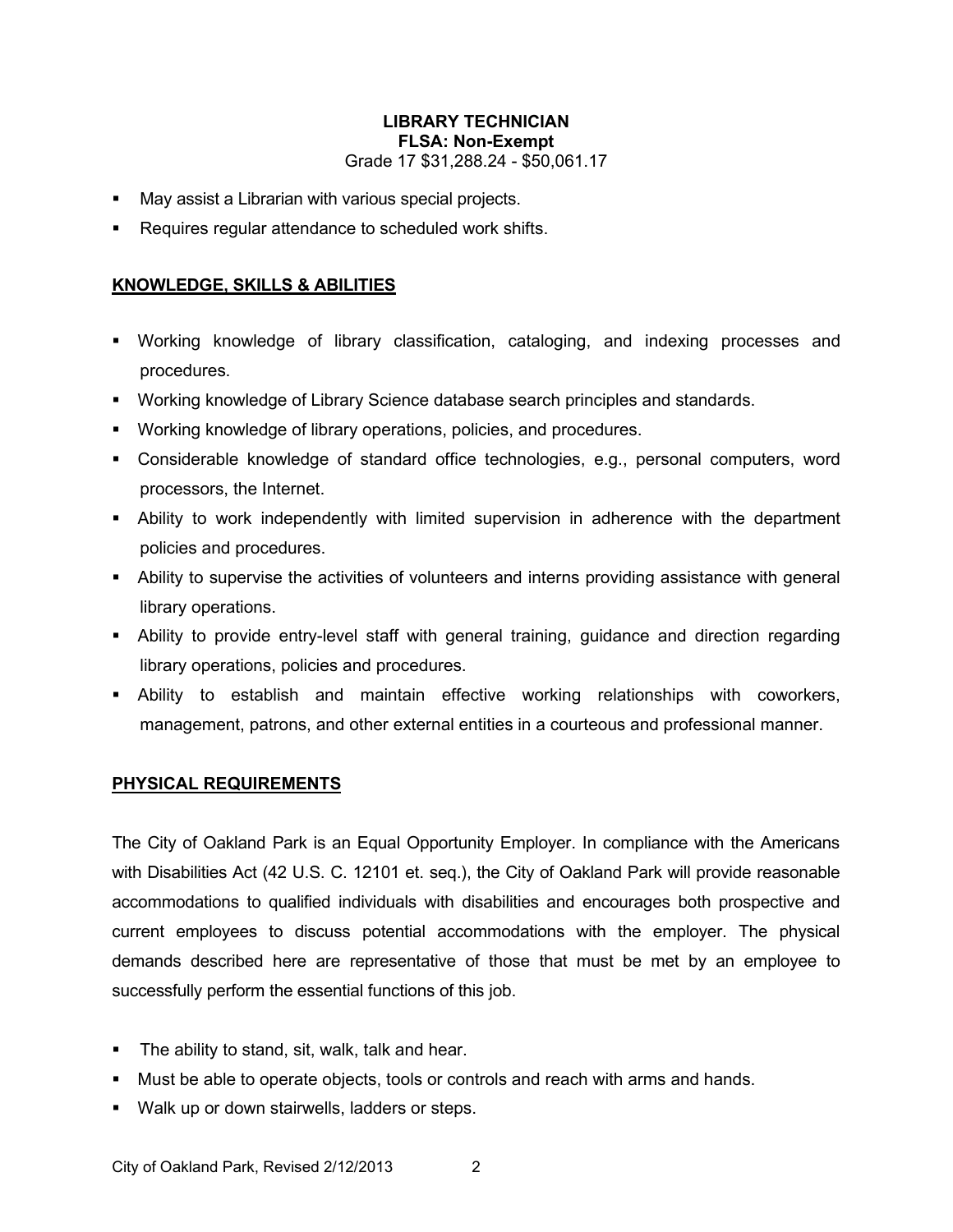**LIBRARY TECHNICIAN**
**FLSA: Non-Exempt**
Grade 17 $31,288.24 - $50,061.17

- May assist a Librarian with various special projects.
- Requires regular attendance to scheduled work shifts.

## KNOWLEDGE, SKILLS & ABILITIES

- Working knowledge of library classification, cataloging, and indexing processes and procedures.
- Working knowledge of Library Science database search principles and standards.
- Working knowledge of library operations, policies, and procedures.
- Considerable knowledge of standard office technologies, e.g., personal computers, word processors, the Internet.
- Ability to work independently with limited supervision in adherence with the department policies and procedures.
- Ability to supervise the activities of volunteers and interns providing assistance with general library operations.
- Ability to provide entry-level staff with general training, guidance and direction regarding library operations, policies and procedures.
- Ability to establish and maintain effective working relationships with coworkers, management, patrons, and other external entities in a courteous and professional manner.

## PHYSICAL REQUIREMENTS

The City of Oakland Park is an Equal Opportunity Employer. In compliance with the Americans with Disabilities Act (42 U.S. C. 12101 et. seq.), the City of Oakland Park will provide reasonable accommodations to qualified individuals with disabilities and encourages both prospective and current employees to discuss potential accommodations with the employer. The physical demands described here are representative of those that must be met by an employee to successfully perform the essential functions of this job.

- The ability to stand, sit, walk, talk and hear.
- Must be able to operate objects, tools or controls and reach with arms and hands.
- Walk up or down stairwells, ladders or steps.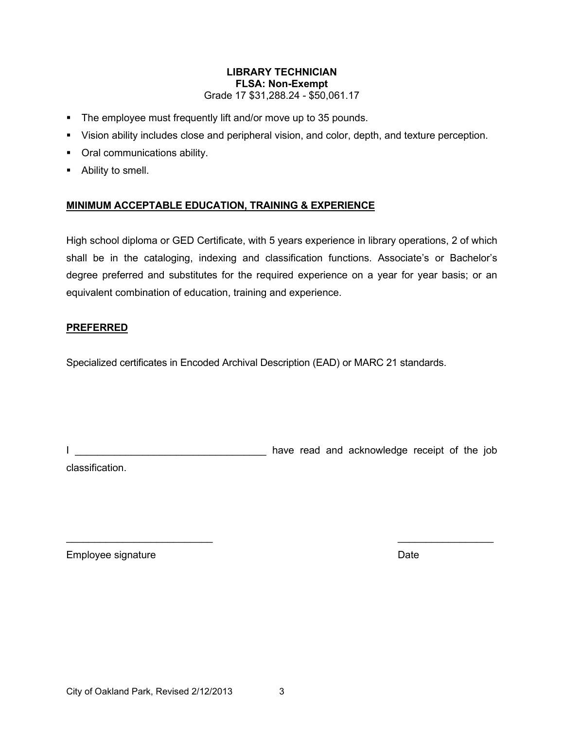**LIBRARY TECHNICIAN**
**FLSA: Non-Exempt**
Grade 17 $31,288.24 - $50,061.17

- The employee must frequently lift and/or move up to 35 pounds.
- Vision ability includes close and peripheral vision, and color, depth, and texture perception.
- Oral communications ability.
- Ability to smell.

## MINIMUM ACCEPTABLE EDUCATION, TRAINING & EXPERIENCE

High school diploma or GED Certificate, with 5 years experience in library operations, 2 of which shall be in the cataloging, indexing and classification functions. Associate's or Bachelor's degree preferred and substitutes for the required experience on a year for year basis; or an equivalent combination of education, training and experience.

## PREFERRED

Specialized certificates in Encoded Archival Description (EAD) or MARC 21 standards.

I ___________________________________ have read and acknowledge receipt of the job classification.

___________________________ _________________

Employee signature Date